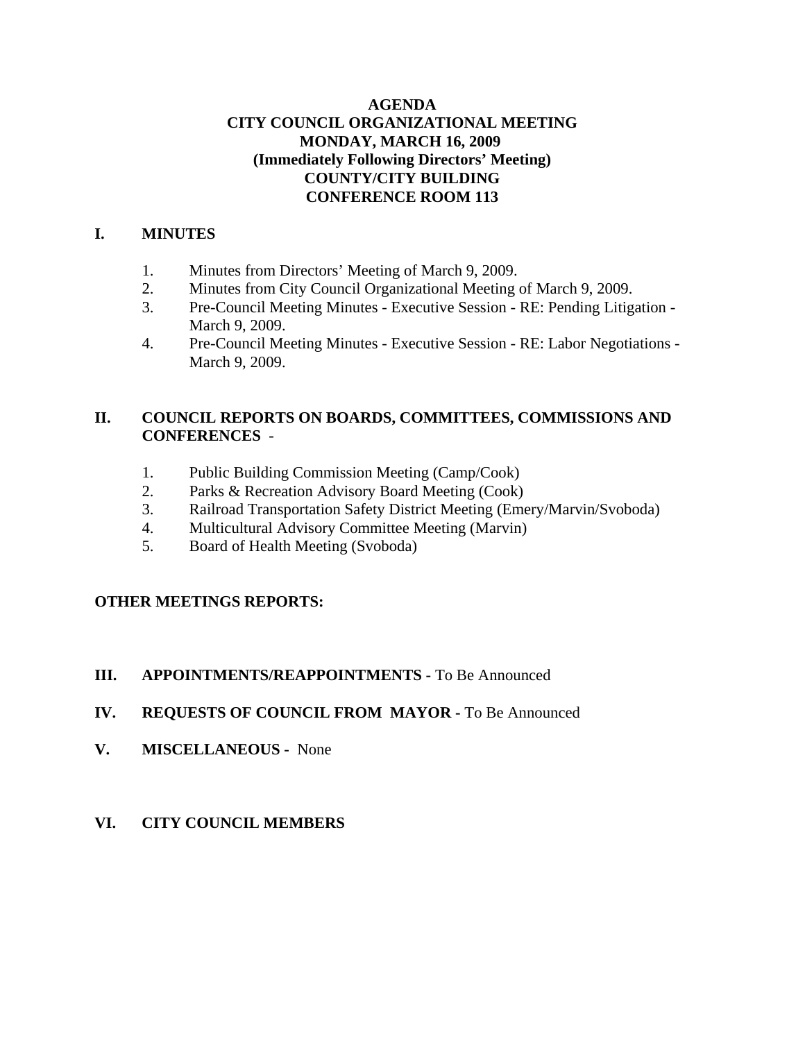# AGENDA
## CITY COUNCIL ORGANIZATIONAL MEETING
## MONDAY, MARCH 16, 2009
## (Immediately Following Directors' Meeting)
## COUNTY/CITY BUILDING
## CONFERENCE ROOM 113

## I. MINUTES

1. Minutes from Directors' Meeting of March 9, 2009.
2. Minutes from City Council Organizational Meeting of March 9, 2009.
3. Pre-Council Meeting Minutes - Executive Session - RE: Pending Litigation - March 9, 2009.
4. Pre-Council Meeting Minutes - Executive Session - RE: Labor Negotiations - March 9, 2009.

## II. COUNCIL REPORTS ON BOARDS, COMMITTEES, COMMISSIONS AND CONFERENCES -

1. Public Building Commission Meeting (Camp/Cook)
2. Parks & Recreation Advisory Board Meeting (Cook)
3. Railroad Transportation Safety District Meeting (Emery/Marvin/Svoboda)
4. Multicultural Advisory Committee Meeting (Marvin)
5. Board of Health Meeting (Svoboda)

**OTHER MEETINGS REPORTS:**

## III. APPOINTMENTS/REAPPOINTMENTS - To Be Announced

## IV. REQUESTS OF COUNCIL FROM MAYOR - To Be Announced

## V. MISCELLANEOUS - None

## VI. CITY COUNCIL MEMBERS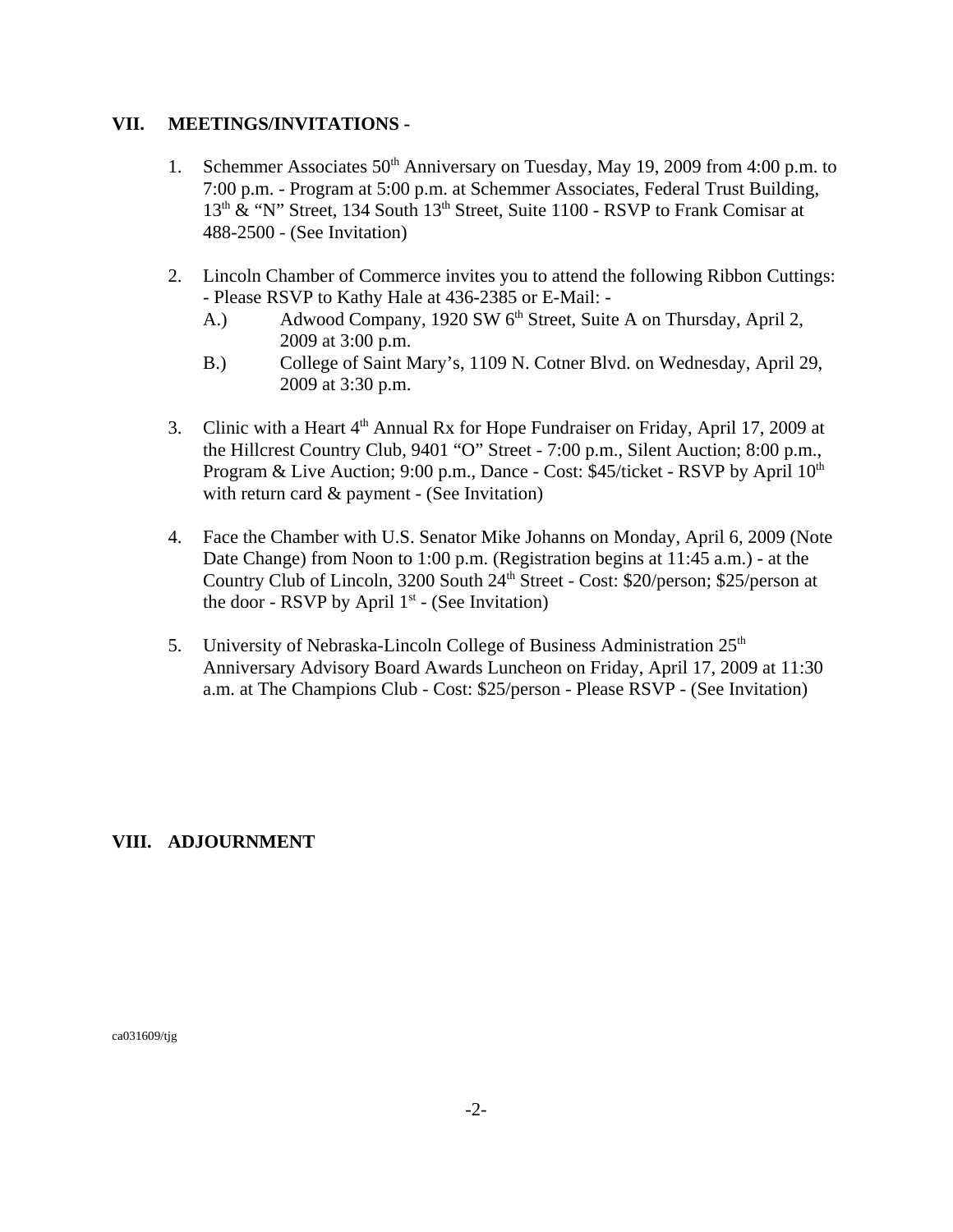## VII. MEETINGS/INVITATIONS -

1. Schemmer Associates 50th Anniversary on Tuesday, May 19, 2009 from 4:00 p.m. to 7:00 p.m. - Program at 5:00 p.m. at Schemmer Associates, Federal Trust Building, 13th & "N" Street, 134 South 13th Street, Suite 1100 - RSVP to Frank Comisar at 488-2500 - (See Invitation)

2. Lincoln Chamber of Commerce invites you to attend the following Ribbon Cuttings: - Please RSVP to Kathy Hale at 436-2385 or E-Mail: -
   A.) Adwood Company, 1920 SW 6th Street, Suite A on Thursday, April 2, 2009 at 3:00 p.m.
   B.) College of Saint Mary's, 1109 N. Cotner Blvd. on Wednesday, April 29, 2009 at 3:30 p.m.

3. Clinic with a Heart 4th Annual Rx for Hope Fundraiser on Friday, April 17, 2009 at the Hillcrest Country Club, 9401 "O" Street - 7:00 p.m., Silent Auction; 8:00 p.m., Program & Live Auction; 9:00 p.m., Dance - Cost: $45/ticket - RSVP by April 10th with return card & payment - (See Invitation)

4. Face the Chamber with U.S. Senator Mike Johanns on Monday, April 6, 2009 (Note Date Change) from Noon to 1:00 p.m. (Registration begins at 11:45 a.m.) - at the Country Club of Lincoln, 3200 South 24th Street - Cost: $20/person; $25/person at the door - RSVP by April 1st - (See Invitation)

5. University of Nebraska-Lincoln College of Business Administration 25th Anniversary Advisory Board Awards Luncheon on Friday, April 17, 2009 at 11:30 a.m. at The Champions Club - Cost: $25/person - Please RSVP - (See Invitation)

## VIII. ADJOURNMENT

ca031609/tjg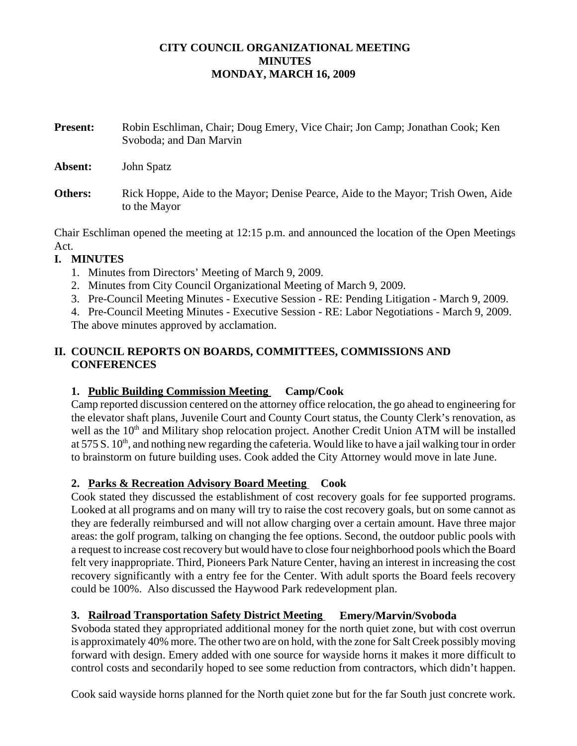# CITY COUNCIL ORGANIZATIONAL MEETING
# MINUTES
# MONDAY, MARCH 16, 2009

**Present:** Robin Eschliman, Chair; Doug Emery, Vice Chair; Jon Camp; Jonathan Cook; Ken Svoboda; and Dan Marvin

**Absent:** John Spatz

**Others:** Rick Hoppe, Aide to the Mayor; Denise Pearce, Aide to the Mayor; Trish Owen, Aide to the Mayor

Chair Eschliman opened the meeting at 12:15 p.m. and announced the location of the Open Meetings Act.

## I. MINUTES

1. Minutes from Directors' Meeting of March 9, 2009.
2. Minutes from City Council Organizational Meeting of March 9, 2009.
3. Pre-Council Meeting Minutes - Executive Session - RE: Pending Litigation - March 9, 2009.
4. Pre-Council Meeting Minutes - Executive Session - RE: Labor Negotiations - March 9, 2009.

The above minutes approved by acclamation.

## II. COUNCIL REPORTS ON BOARDS, COMMITTEES, COMMISSIONS AND CONFERENCES

### 1. Public Building Commission Meeting    Camp/Cook

Camp reported discussion centered on the attorney office relocation, the go ahead to engineering for the elevator shaft plans, Juvenile Court and County Court status, the County Clerk's renovation, as well as the 10th and Military shop relocation project. Another Credit Union ATM will be installed at 575 S. 10th, and nothing new regarding the cafeteria. Would like to have a jail walking tour in order to brainstorm on future building uses. Cook added the City Attorney would move in late June.

### 2. Parks & Recreation Advisory Board Meeting    Cook

Cook stated they discussed the establishment of cost recovery goals for fee supported programs. Looked at all programs and on many will try to raise the cost recovery goals, but on some cannot as they are federally reimbursed and will not allow charging over a certain amount. Have three major areas: the golf program, talking on changing the fee options. Second, the outdoor public pools with a request to increase cost recovery but would have to close four neighborhood pools which the Board felt very inappropriate. Third, Pioneers Park Nature Center, having an interest in increasing the cost recovery significantly with a entry fee for the Center. With adult sports the Board feels recovery could be 100%. Also discussed the Haywood Park redevelopment plan.

### 3. Railroad Transportation Safety District Meeting    Emery/Marvin/Svoboda

Svoboda stated they appropriated additional money for the north quiet zone, but with cost overrun is approximately 40% more. The other two are on hold, with the zone for Salt Creek possibly moving forward with design. Emery added with one source for wayside horns it makes it more difficult to control costs and secondarily hoped to see some reduction from contractors, which didn't happen.

Cook said wayside horns planned for the North quiet zone but for the far South just concrete work.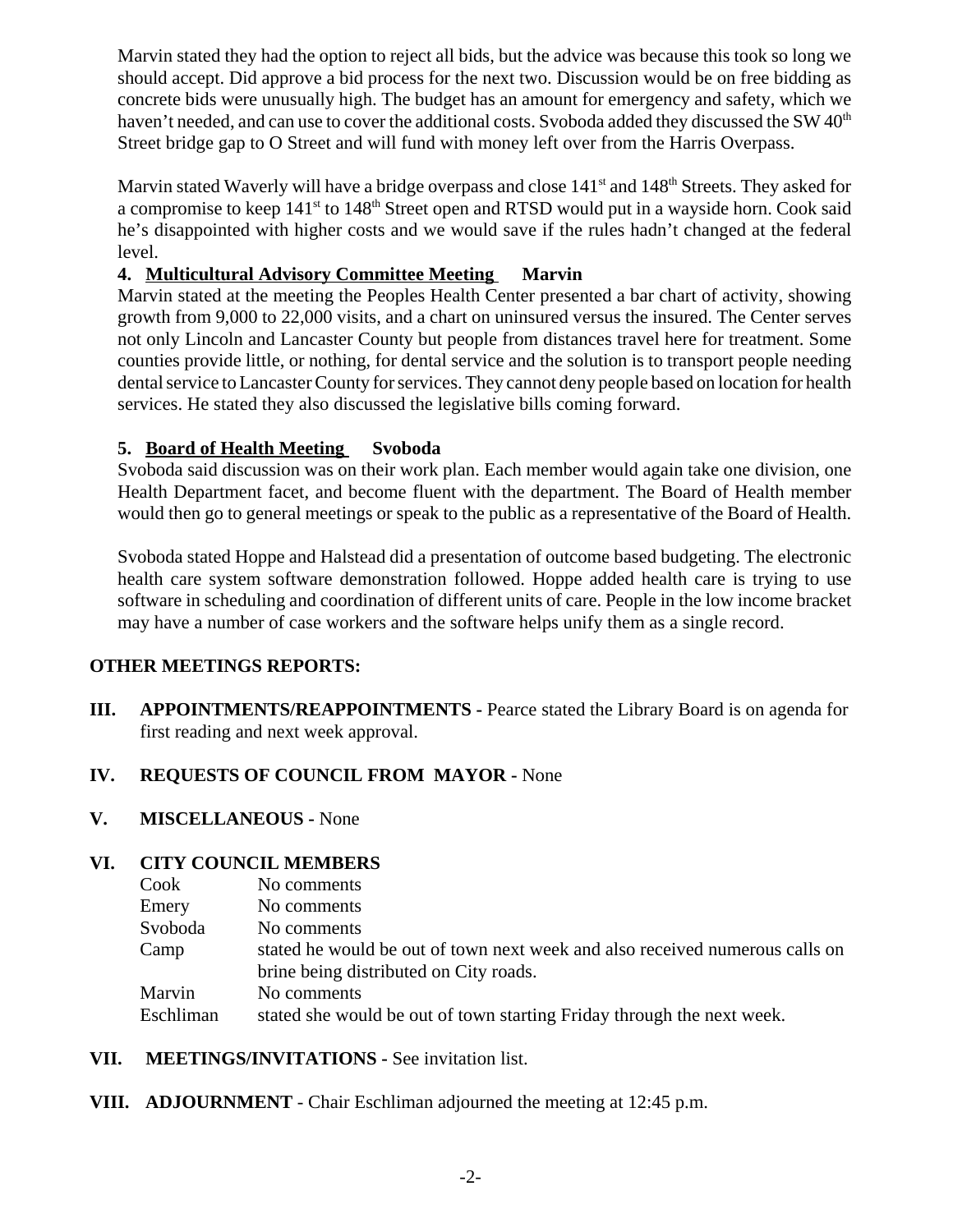Marvin stated they had the option to reject all bids, but the advice was because this took so long we should accept. Did approve a bid process for the next two. Discussion would be on free bidding as concrete bids were unusually high. The budget has an amount for emergency and safety, which we haven't needed, and can use to cover the additional costs. Svoboda added they discussed the SW 40th Street bridge gap to O Street and will fund with money left over from the Harris Overpass.

Marvin stated Waverly will have a bridge overpass and close 141st and 148th Streets. They asked for a compromise to keep 141st to 148th Street open and RTSD would put in a wayside horn. Cook said he's disappointed with higher costs and we would save if the rules hadn't changed at the federal level.

**4. Multicultural Advisory Committee Meeting      Marvin**

Marvin stated at the meeting the Peoples Health Center presented a bar chart of activity, showing growth from 9,000 to 22,000 visits, and a chart on uninsured versus the insured. The Center serves not only Lincoln and Lancaster County but people from distances travel here for treatment. Some counties provide little, or nothing, for dental service and the solution is to transport people needing dental service to Lancaster County for services. They cannot deny people based on location for health services. He stated they also discussed the legislative bills coming forward.

**5. Board of Health Meeting      Svoboda**

Svoboda said discussion was on their work plan. Each member would again take one division, one Health Department facet, and become fluent with the department. The Board of Health member would then go to general meetings or speak to the public as a representative of the Board of Health.

Svoboda stated Hoppe and Halstead did a presentation of outcome based budgeting. The electronic health care system software demonstration followed. Hoppe added health care is trying to use software in scheduling and coordination of different units of care. People in the low income bracket may have a number of case workers and the software helps unify them as a single record.

**OTHER MEETINGS REPORTS:**

**III. APPOINTMENTS/REAPPOINTMENTS -** Pearce stated the Library Board is on agenda for first reading and next week approval.

**IV. REQUESTS OF COUNCIL FROM MAYOR -** None

**V. MISCELLANEOUS -** None

**VI. CITY COUNCIL MEMBERS**

| | |
|---|---|
| Cook | No comments |
| Emery | No comments |
| Svoboda | No comments |
| Camp | stated he would be out of town next week and also received numerous calls on brine being distributed on City roads. |
| Marvin | No comments |
| Eschliman | stated she would be out of town starting Friday through the next week. |

**VII. MEETINGS/INVITATIONS -** See invitation list.

**VIII. ADJOURNMENT** - Chair Eschliman adjourned the meeting at 12:45 p.m.